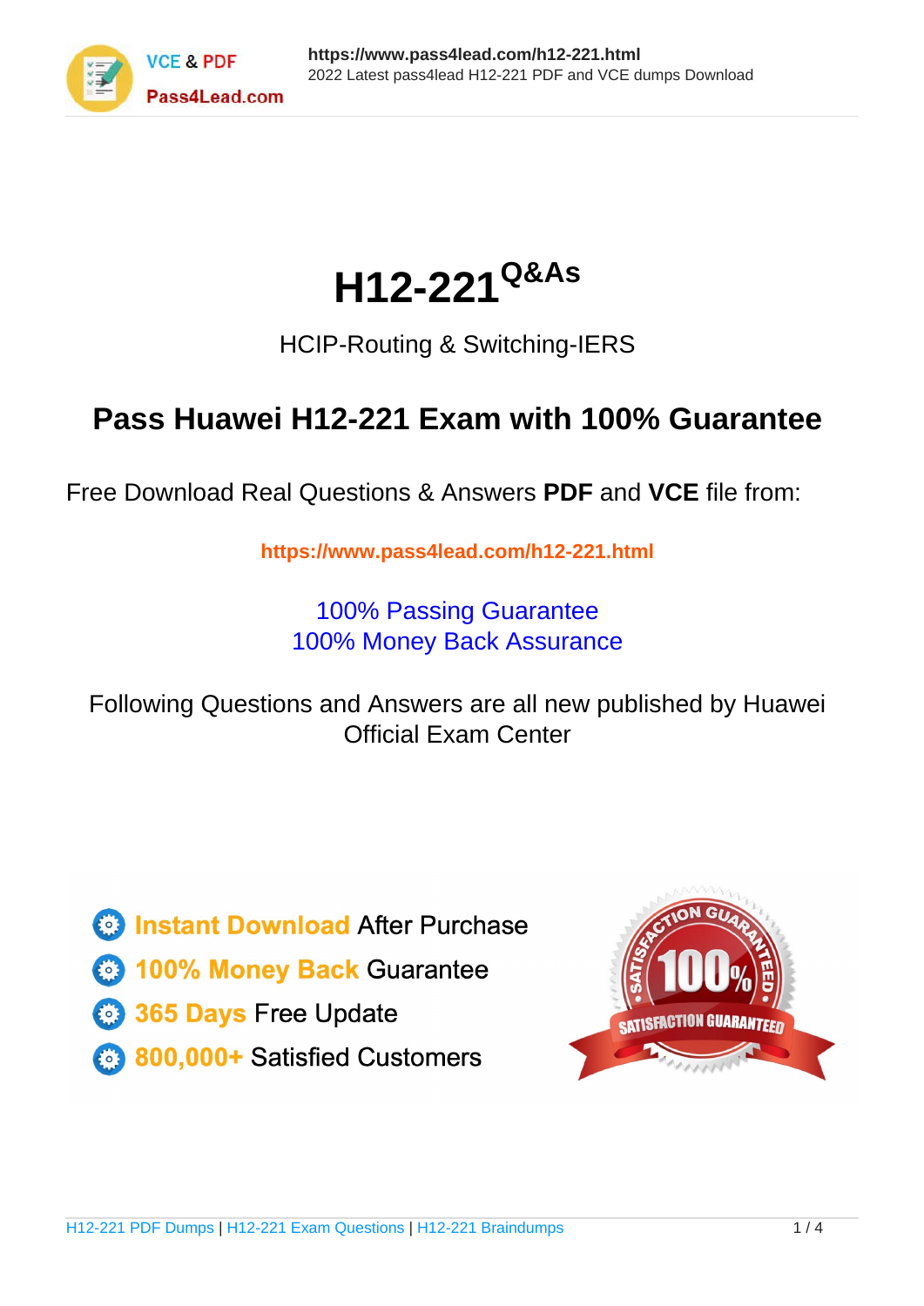# H12-221 Q&As

HCIP-Routing & Switching-IERS

## Pass Huawei H12-221 Exam with 100% Guarantee

Free Download Real Questions & Answers **PDF** and **VCE** file from:

https://www.pass4lead.com/h12-221.html

100% Passing Guarantee
100% Money Back Assurance

Following Questions and Answers are all new published by Huawei Official Exam Center

- Instant Download After Purchase
- 100% Money Back Guarantee
- 365 Days Free Update
- 800,000+ Satisfied Customers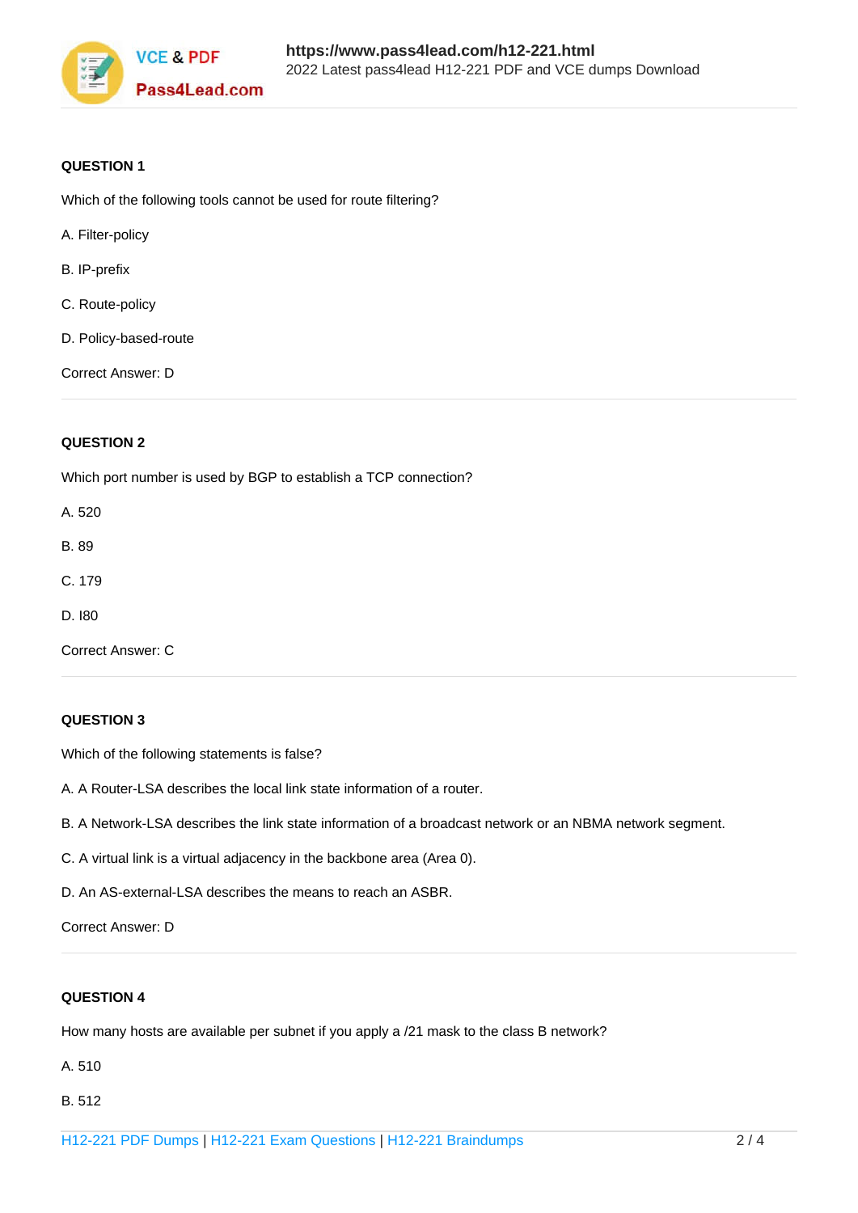**QUESTION 1**

Which of the following tools cannot be used for route filtering?

A. Filter-policy

B. IP-prefix

C. Route-policy

D. Policy-based-route

Correct Answer: D

**QUESTION 2**

Which port number is used by BGP to establish a TCP connection?

A. 520

B. 89

C. 179

D. I80

Correct Answer: C

**QUESTION 3**

Which of the following statements is false?

A. A Router-LSA describes the local link state information of a router.

B. A Network-LSA describes the link state information of a broadcast network or an NBMA network segment.

C. A virtual link is a virtual adjacency in the backbone area (Area 0).

D. An AS-external-LSA describes the means to reach an ASBR.

Correct Answer: D

**QUESTION 4**

How many hosts are available per subnet if you apply a /21 mask to the class B network?

A. 510

B. 512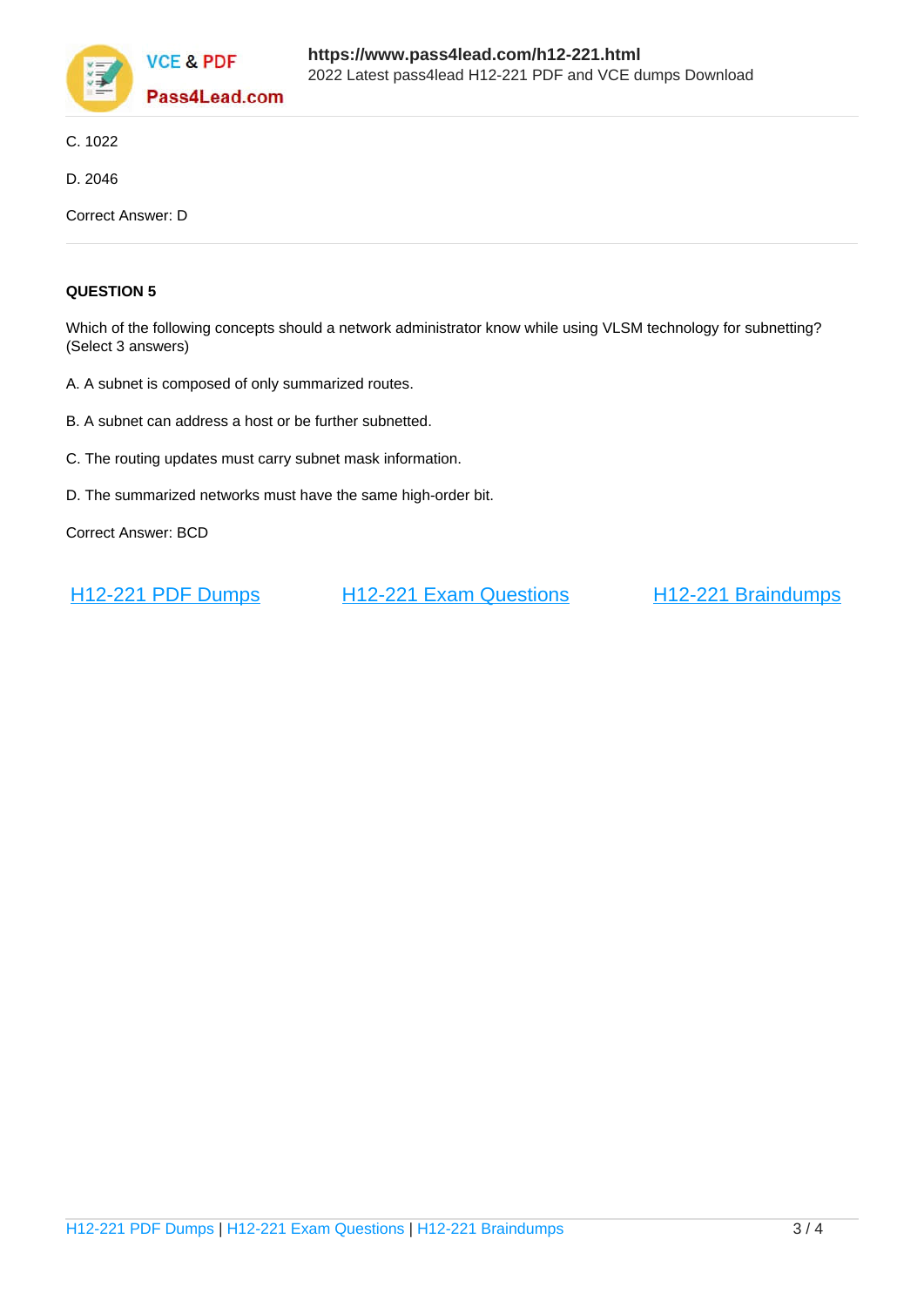C. 1022

D. 2046

Correct Answer: D

**QUESTION 5**

Which of the following concepts should a network administrator know while using VLSM technology for subnetting? (Select 3 answers)

A. A subnet is composed of only summarized routes.

B. A subnet can address a host or be further subnetted.

C. The routing updates must carry subnet mask information.

D. The summarized networks must have the same high-order bit.

Correct Answer: BCD

H12-221 PDF Dumps    H12-221 Exam Questions    H12-221 Braindumps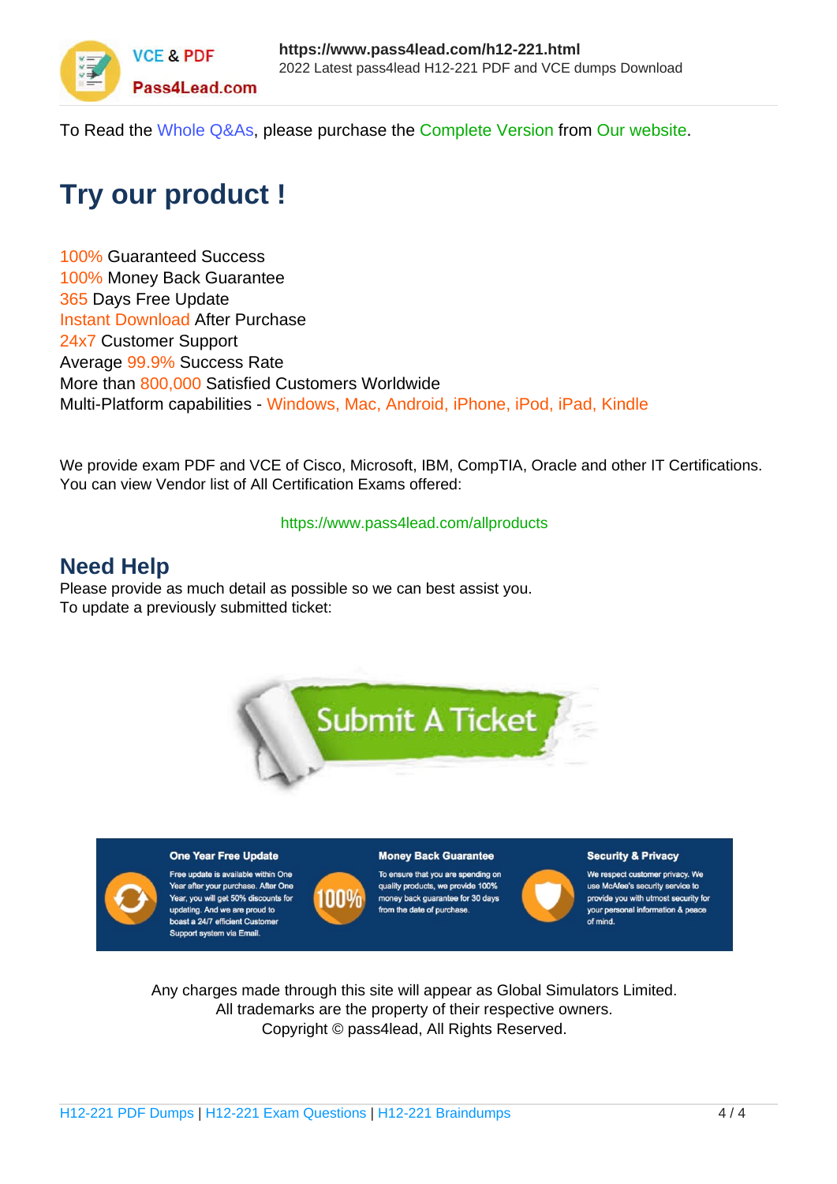To Read the Whole Q&As, please purchase the Complete Version from Our website.

# Try our product !

100% Guaranteed Success
100% Money Back Guarantee
365 Days Free Update
Instant Download After Purchase
24x7 Customer Support
Average 99.9% Success Rate
More than 800,000 Satisfied Customers Worldwide
Multi-Platform capabilities - Windows, Mac, Android, iPhone, iPod, iPad, Kindle

We provide exam PDF and VCE of Cisco, Microsoft, IBM, CompTIA, Oracle and other IT Certifications.
You can view Vendor list of All Certification Exams offered:

https://www.pass4lead.com/allproducts

## Need Help

Please provide as much detail as possible so we can best assist you.
To update a previously submitted ticket:

Submit A Ticket

**One Year Free Update**
Free update is available within One Year after your purchase. After One Year, you will get 50% discounts for updating. And we are proud to boast a 24/7 efficient Customer Support system via Email.

**Money Back Guarantee**
To ensure that you are spending on quality products, we provide 100% money back guarantee for 30 days from the date of purchase.

**Security & Privacy**
We respect customer privacy. We use McAfee's security service to provide you with utmost security for your personal information & peace of mind.

Any charges made through this site will appear as Global Simulators Limited.
All trademarks are the property of their respective owners.
Copyright © pass4lead, All Rights Reserved.